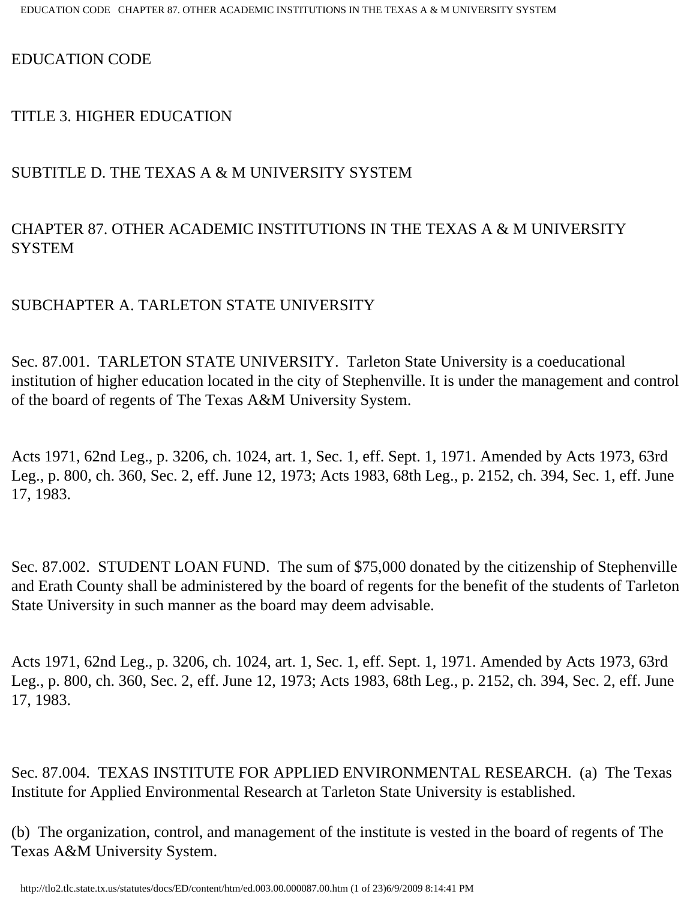# EDUCATION CODE

## TITLE 3. HIGHER EDUCATION

## SUBTITLE D. THE TEXAS A & M UNIVERSITY SYSTEM

## CHAPTER 87. OTHER ACADEMIC INSTITUTIONS IN THE TEXAS A & M UNIVERSITY SYSTEM

### SUBCHAPTER A. TARLETON STATE UNIVERSITY

Sec. 87.001. TARLETON STATE UNIVERSITY. Tarleton State University is a coeducational institution of higher education located in the city of Stephenville. It is under the management and control of the board of regents of The Texas A&M University System.

Acts 1971, 62nd Leg., p. 3206, ch. 1024, art. 1, Sec. 1, eff. Sept. 1, 1971. Amended by Acts 1973, 63rd Leg., p. 800, ch. 360, Sec. 2, eff. June 12, 1973; Acts 1983, 68th Leg., p. 2152, ch. 394, Sec. 1, eff. June 17, 1983.

Sec. 87.002. STUDENT LOAN FUND. The sum of $75,000 donated by the citizenship of Stephenville and Erath County shall be administered by the board of regents for the benefit of the students of Tarleton State University in such manner as the board may deem advisable.

Acts 1971, 62nd Leg., p. 3206, ch. 1024, art. 1, Sec. 1, eff. Sept. 1, 1971. Amended by Acts 1973, 63rd Leg., p. 800, ch. 360, Sec. 2, eff. June 12, 1973; Acts 1983, 68th Leg., p. 2152, ch. 394, Sec. 2, eff. June 17, 1983.

Sec. 87.004. TEXAS INSTITUTE FOR APPLIED ENVIRONMENTAL RESEARCH. (a) The Texas Institute for Applied Environmental Research at Tarleton State University is established.

(b) The organization, control, and management of the institute is vested in the board of regents of The Texas A&M University System.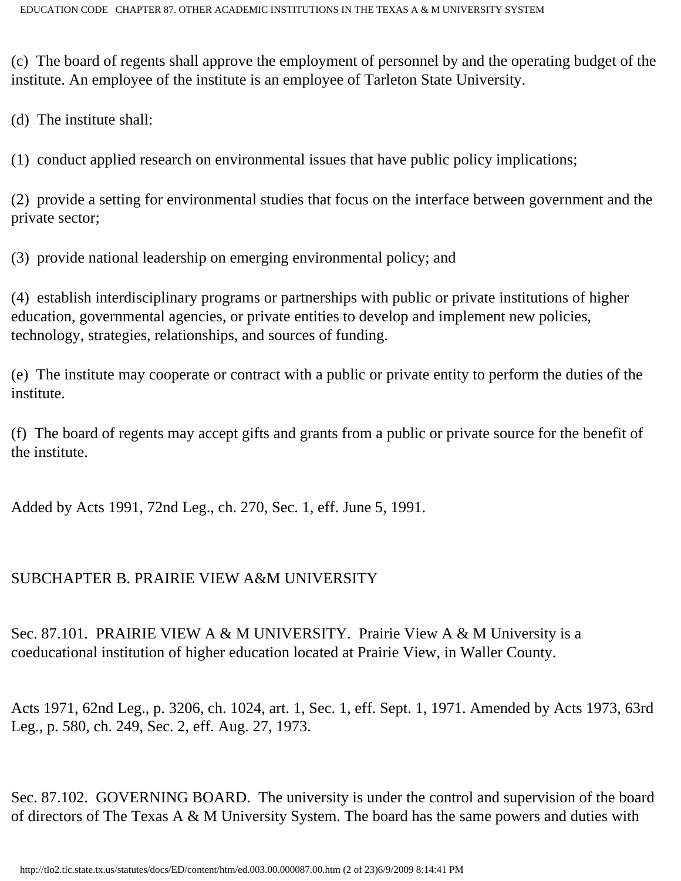(c) The board of regents shall approve the employment of personnel by and the operating budget of the institute. An employee of the institute is an employee of Tarleton State University.

(d) The institute shall:

(1) conduct applied research on environmental issues that have public policy implications;

(2) provide a setting for environmental studies that focus on the interface between government and the private sector;

(3) provide national leadership on emerging environmental policy; and

(4) establish interdisciplinary programs or partnerships with public or private institutions of higher education, governmental agencies, or private entities to develop and implement new policies, technology, strategies, relationships, and sources of funding.

(e) The institute may cooperate or contract with a public or private entity to perform the duties of the institute.

(f) The board of regents may accept gifts and grants from a public or private source for the benefit of the institute.

Added by Acts 1991, 72nd Leg., ch. 270, Sec. 1, eff. June 5, 1991.

## SUBCHAPTER B. PRAIRIE VIEW A&M UNIVERSITY

Sec. 87.101. PRAIRIE VIEW A & M UNIVERSITY. Prairie View A & M University is a coeducational institution of higher education located at Prairie View, in Waller County.

Acts 1971, 62nd Leg., p. 3206, ch. 1024, art. 1, Sec. 1, eff. Sept. 1, 1971. Amended by Acts 1973, 63rd Leg., p. 580, ch. 249, Sec. 2, eff. Aug. 27, 1973.

Sec. 87.102. GOVERNING BOARD. The university is under the control and supervision of the board of directors of The Texas A & M University System. The board has the same powers and duties with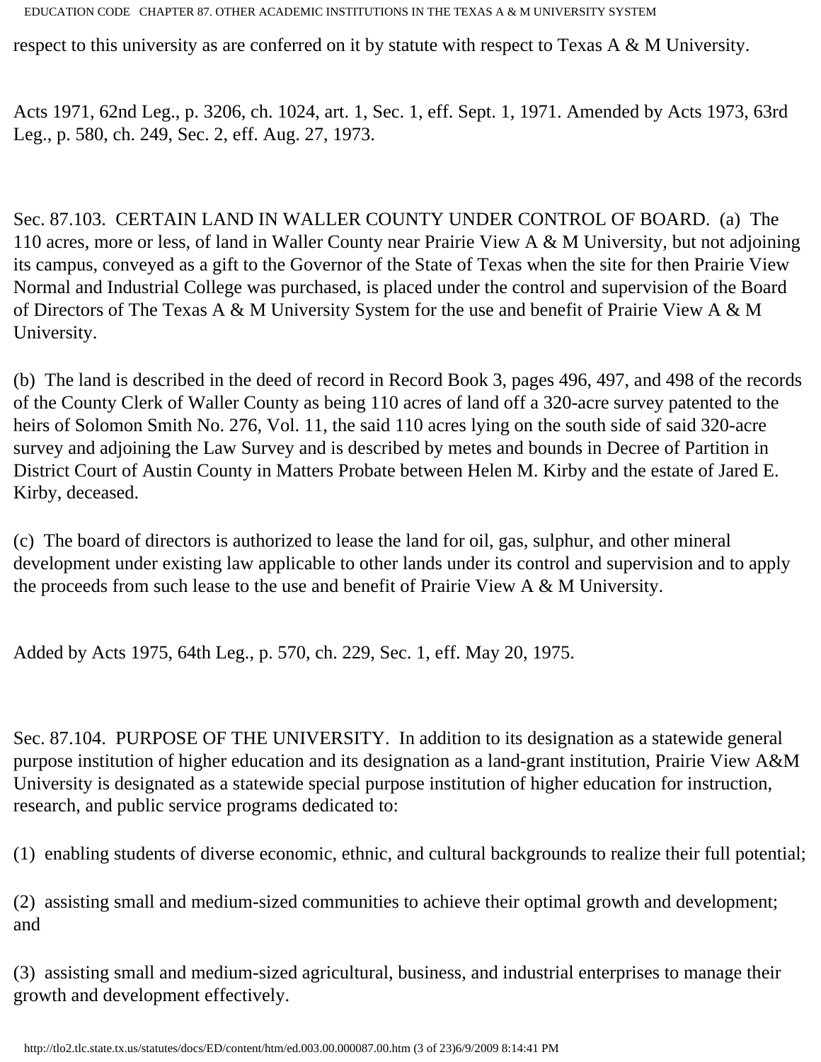respect to this university as are conferred on it by statute with respect to Texas A & M University.

Acts 1971, 62nd Leg., p. 3206, ch. 1024, art. 1, Sec. 1, eff. Sept. 1, 1971. Amended by Acts 1973, 63rd Leg., p. 580, ch. 249, Sec. 2, eff. Aug. 27, 1973.

Sec. 87.103. CERTAIN LAND IN WALLER COUNTY UNDER CONTROL OF BOARD. (a) The 110 acres, more or less, of land in Waller County near Prairie View A & M University, but not adjoining its campus, conveyed as a gift to the Governor of the State of Texas when the site for then Prairie View Normal and Industrial College was purchased, is placed under the control and supervision of the Board of Directors of The Texas A & M University System for the use and benefit of Prairie View A & M University.

(b) The land is described in the deed of record in Record Book 3, pages 496, 497, and 498 of the records of the County Clerk of Waller County as being 110 acres of land off a 320-acre survey patented to the heirs of Solomon Smith No. 276, Vol. 11, the said 110 acres lying on the south side of said 320-acre survey and adjoining the Law Survey and is described by metes and bounds in Decree of Partition in District Court of Austin County in Matters Probate between Helen M. Kirby and the estate of Jared E. Kirby, deceased.

(c) The board of directors is authorized to lease the land for oil, gas, sulphur, and other mineral development under existing law applicable to other lands under its control and supervision and to apply the proceeds from such lease to the use and benefit of Prairie View A & M University.

Added by Acts 1975, 64th Leg., p. 570, ch. 229, Sec. 1, eff. May 20, 1975.

Sec. 87.104. PURPOSE OF THE UNIVERSITY. In addition to its designation as a statewide general purpose institution of higher education and its designation as a land-grant institution, Prairie View A&M University is designated as a statewide special purpose institution of higher education for instruction, research, and public service programs dedicated to:

(1) enabling students of diverse economic, ethnic, and cultural backgrounds to realize their full potential;

(2) assisting small and medium-sized communities to achieve their optimal growth and development; and

(3) assisting small and medium-sized agricultural, business, and industrial enterprises to manage their growth and development effectively.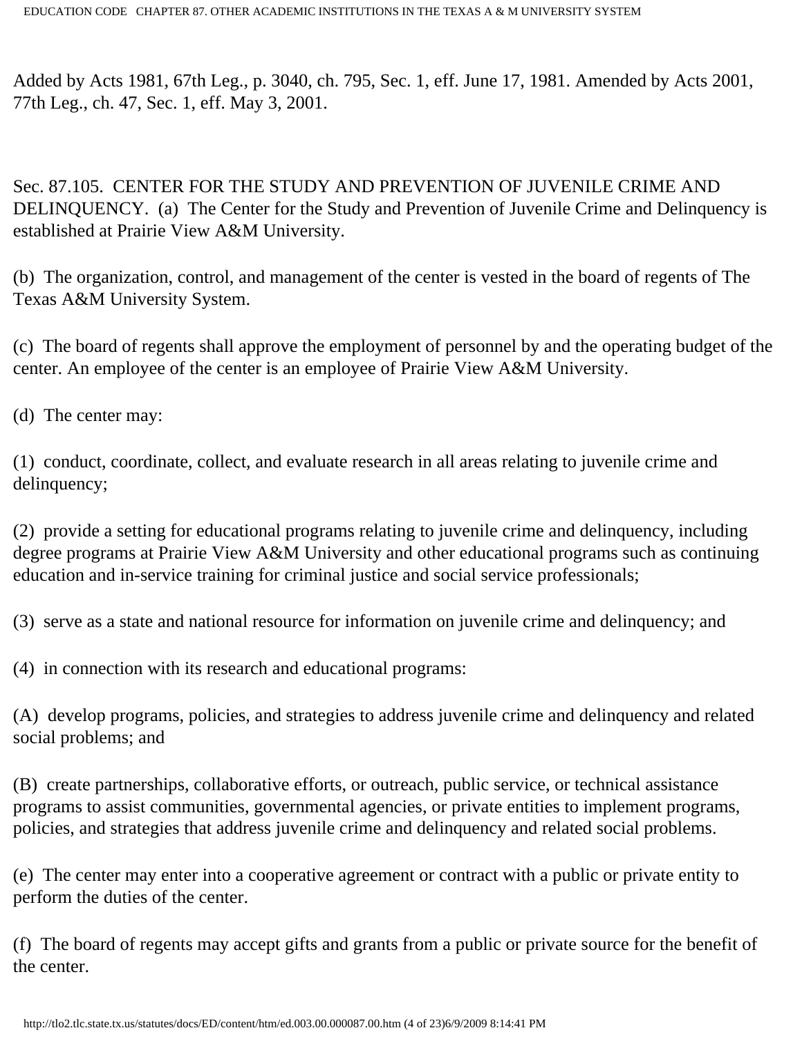Added by Acts 1981, 67th Leg., p. 3040, ch. 795, Sec. 1, eff. June 17, 1981. Amended by Acts 2001, 77th Leg., ch. 47, Sec. 1, eff. May 3, 2001.

Sec. 87.105. CENTER FOR THE STUDY AND PREVENTION OF JUVENILE CRIME AND DELINQUENCY. (a) The Center for the Study and Prevention of Juvenile Crime and Delinquency is established at Prairie View A&M University.

(b) The organization, control, and management of the center is vested in the board of regents of The Texas A&M University System.

(c) The board of regents shall approve the employment of personnel by and the operating budget of the center. An employee of the center is an employee of Prairie View A&M University.

(d) The center may:

(1) conduct, coordinate, collect, and evaluate research in all areas relating to juvenile crime and delinquency;

(2) provide a setting for educational programs relating to juvenile crime and delinquency, including degree programs at Prairie View A&M University and other educational programs such as continuing education and in-service training for criminal justice and social service professionals;

(3) serve as a state and national resource for information on juvenile crime and delinquency; and

(4) in connection with its research and educational programs:

(A) develop programs, policies, and strategies to address juvenile crime and delinquency and related social problems; and

(B) create partnerships, collaborative efforts, or outreach, public service, or technical assistance programs to assist communities, governmental agencies, or private entities to implement programs, policies, and strategies that address juvenile crime and delinquency and related social problems.

(e) The center may enter into a cooperative agreement or contract with a public or private entity to perform the duties of the center.

(f) The board of regents may accept gifts and grants from a public or private source for the benefit of the center.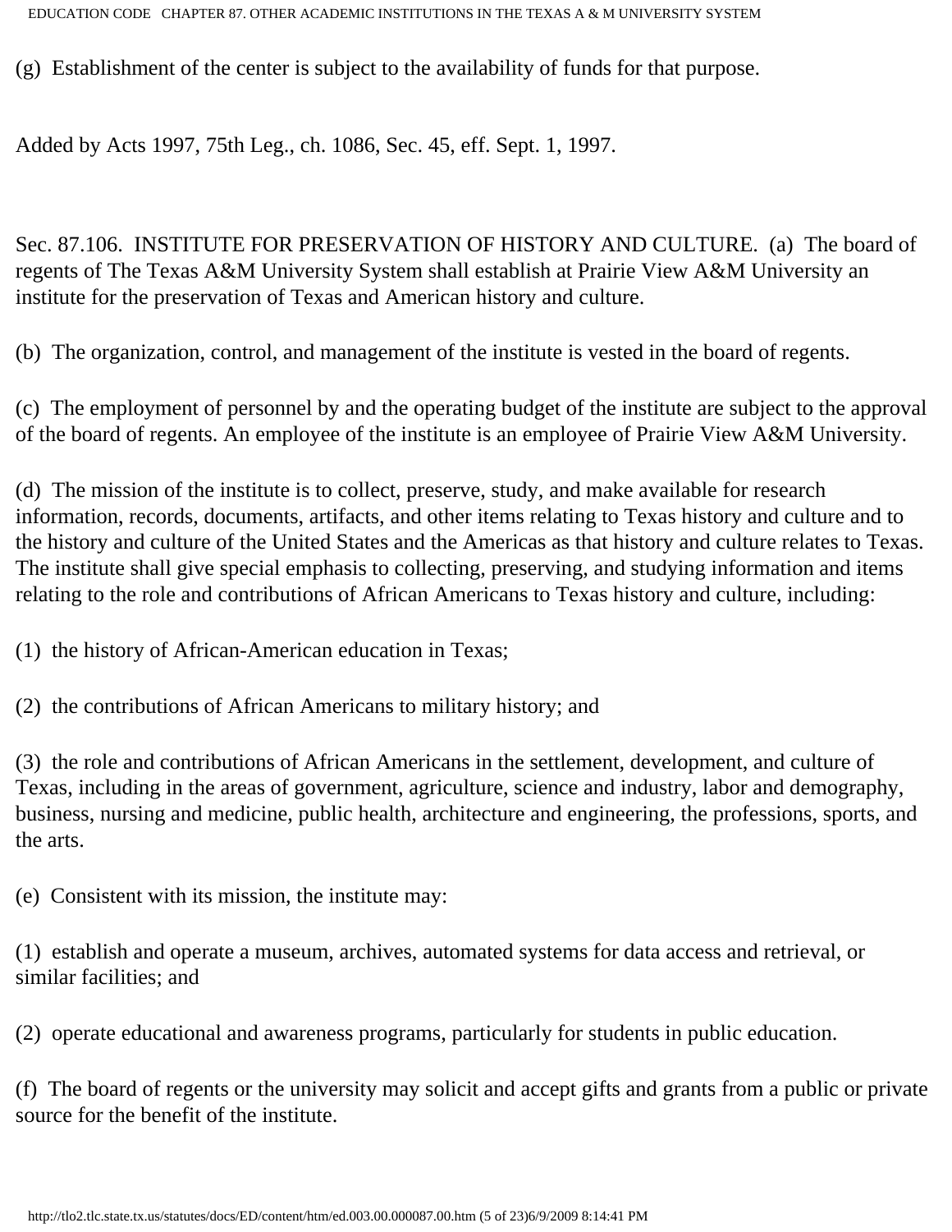(g) Establishment of the center is subject to the availability of funds for that purpose.

Added by Acts 1997, 75th Leg., ch. 1086, Sec. 45, eff. Sept. 1, 1997.

Sec. 87.106. INSTITUTE FOR PRESERVATION OF HISTORY AND CULTURE. (a) The board of regents of The Texas A&M University System shall establish at Prairie View A&M University an institute for the preservation of Texas and American history and culture.

(b) The organization, control, and management of the institute is vested in the board of regents.

(c) The employment of personnel by and the operating budget of the institute are subject to the approval of the board of regents. An employee of the institute is an employee of Prairie View A&M University.

(d) The mission of the institute is to collect, preserve, study, and make available for research information, records, documents, artifacts, and other items relating to Texas history and culture and to the history and culture of the United States and the Americas as that history and culture relates to Texas. The institute shall give special emphasis to collecting, preserving, and studying information and items relating to the role and contributions of African Americans to Texas history and culture, including:

(1) the history of African-American education in Texas;

(2) the contributions of African Americans to military history; and

(3) the role and contributions of African Americans in the settlement, development, and culture of Texas, including in the areas of government, agriculture, science and industry, labor and demography, business, nursing and medicine, public health, architecture and engineering, the professions, sports, and the arts.

(e) Consistent with its mission, the institute may:

(1) establish and operate a museum, archives, automated systems for data access and retrieval, or similar facilities; and

(2) operate educational and awareness programs, particularly for students in public education.

(f) The board of regents or the university may solicit and accept gifts and grants from a public or private source for the benefit of the institute.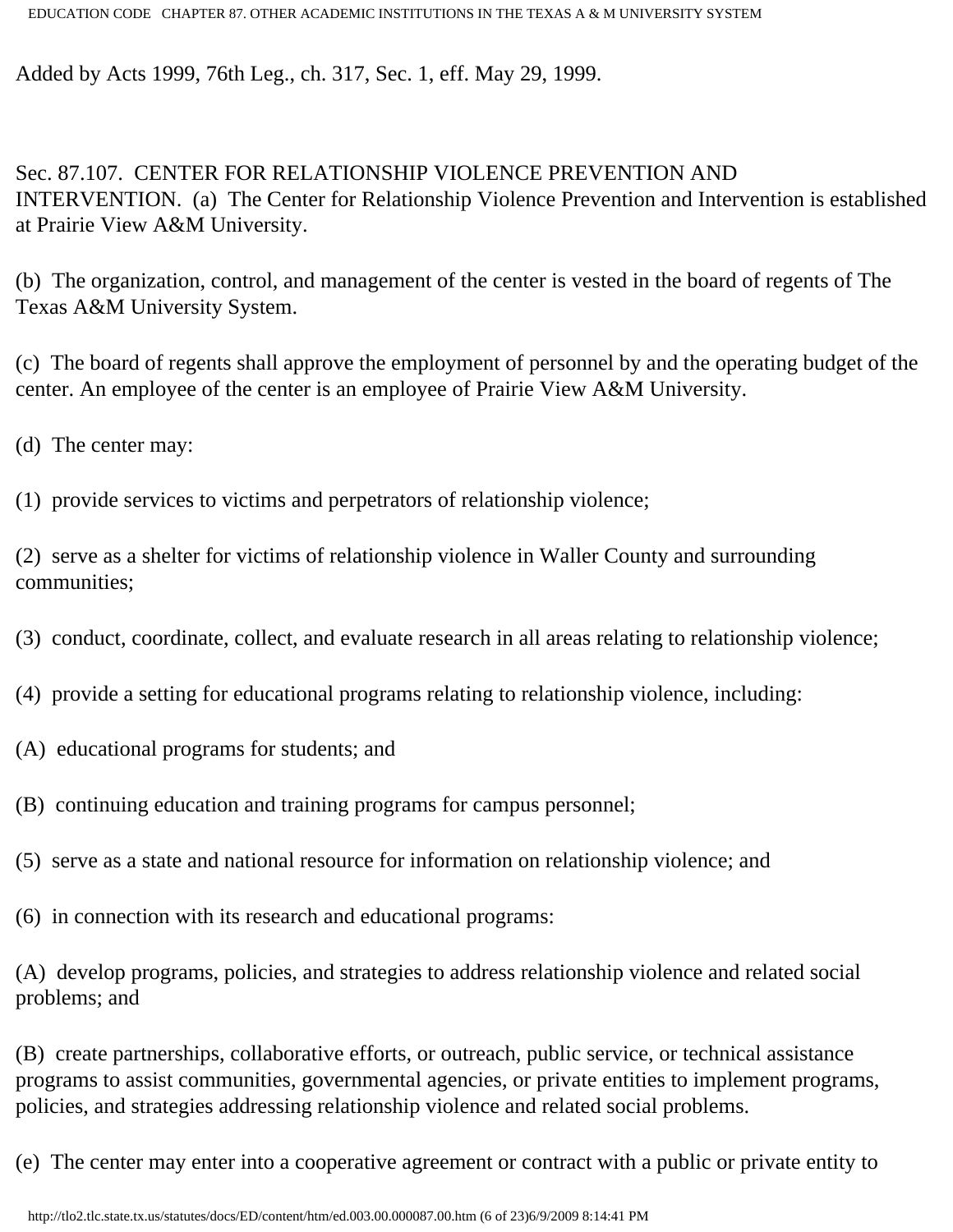Added by Acts 1999, 76th Leg., ch. 317, Sec. 1, eff. May 29, 1999.

Sec. 87.107. CENTER FOR RELATIONSHIP VIOLENCE PREVENTION AND INTERVENTION. (a) The Center for Relationship Violence Prevention and Intervention is established at Prairie View A&M University.

(b) The organization, control, and management of the center is vested in the board of regents of The Texas A&M University System.

(c) The board of regents shall approve the employment of personnel by and the operating budget of the center. An employee of the center is an employee of Prairie View A&M University.

(d) The center may:

(1) provide services to victims and perpetrators of relationship violence;

(2) serve as a shelter for victims of relationship violence in Waller County and surrounding communities;

(3) conduct, coordinate, collect, and evaluate research in all areas relating to relationship violence;

(4) provide a setting for educational programs relating to relationship violence, including:

(A) educational programs for students; and

(B) continuing education and training programs for campus personnel;

(5) serve as a state and national resource for information on relationship violence; and

(6) in connection with its research and educational programs:

(A) develop programs, policies, and strategies to address relationship violence and related social problems; and

(B) create partnerships, collaborative efforts, or outreach, public service, or technical assistance programs to assist communities, governmental agencies, or private entities to implement programs, policies, and strategies addressing relationship violence and related social problems.

(e) The center may enter into a cooperative agreement or contract with a public or private entity to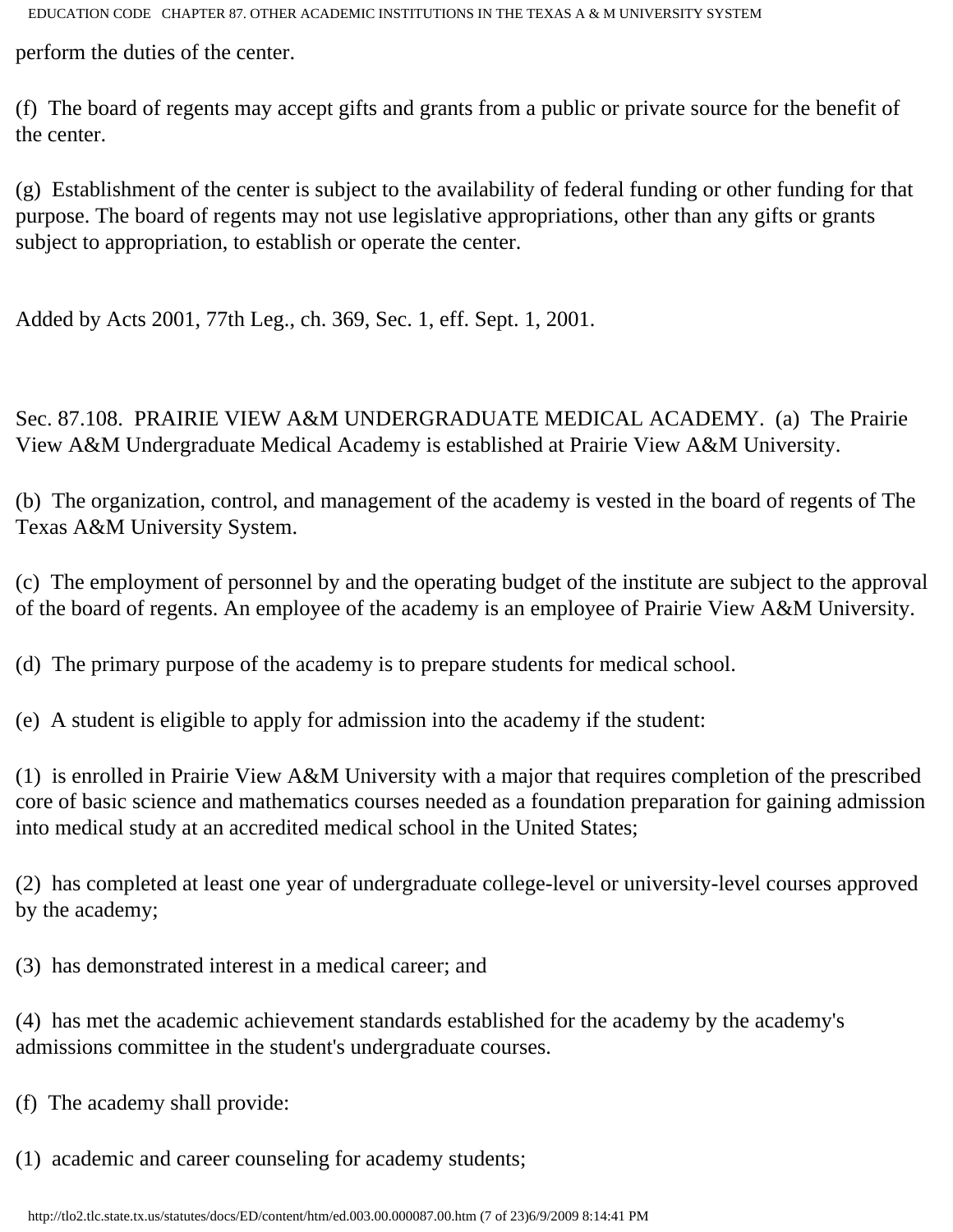perform the duties of the center.

(f) The board of regents may accept gifts and grants from a public or private source for the benefit of the center.

(g) Establishment of the center is subject to the availability of federal funding or other funding for that purpose. The board of regents may not use legislative appropriations, other than any gifts or grants subject to appropriation, to establish or operate the center.

Added by Acts 2001, 77th Leg., ch. 369, Sec. 1, eff. Sept. 1, 2001.

Sec. 87.108. PRAIRIE VIEW A&M UNDERGRADUATE MEDICAL ACADEMY. (a) The Prairie View A&M Undergraduate Medical Academy is established at Prairie View A&M University.

(b) The organization, control, and management of the academy is vested in the board of regents of The Texas A&M University System.

(c) The employment of personnel by and the operating budget of the institute are subject to the approval of the board of regents. An employee of the academy is an employee of Prairie View A&M University.

(d) The primary purpose of the academy is to prepare students for medical school.

(e) A student is eligible to apply for admission into the academy if the student:

(1) is enrolled in Prairie View A&M University with a major that requires completion of the prescribed core of basic science and mathematics courses needed as a foundation preparation for gaining admission into medical study at an accredited medical school in the United States;

(2) has completed at least one year of undergraduate college-level or university-level courses approved by the academy;

(3) has demonstrated interest in a medical career; and

(4) has met the academic achievement standards established for the academy by the academy's admissions committee in the student's undergraduate courses.

(f) The academy shall provide:

(1) academic and career counseling for academy students;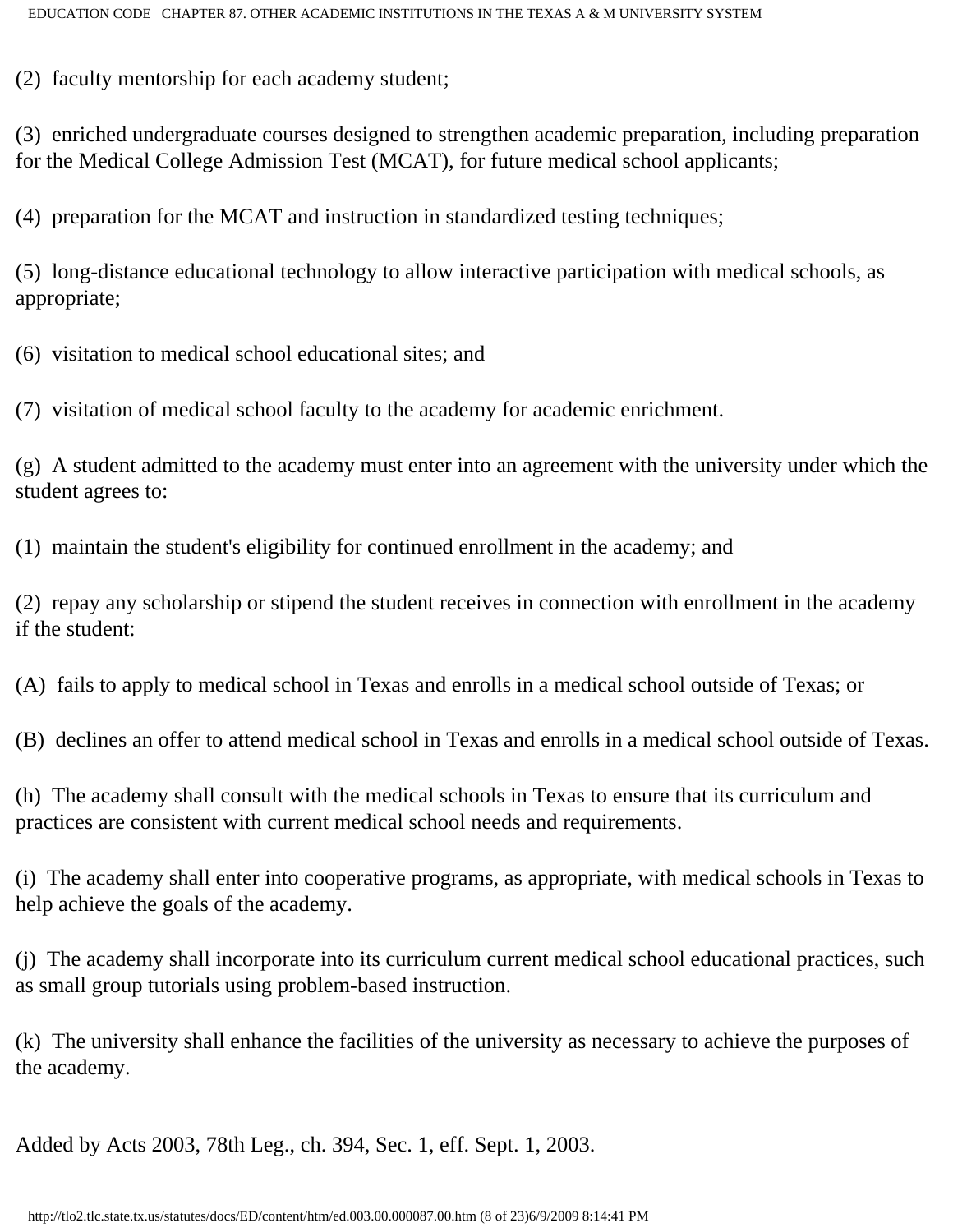(2) faculty mentorship for each academy student;

(3) enriched undergraduate courses designed to strengthen academic preparation, including preparation for the Medical College Admission Test (MCAT), for future medical school applicants;

(4) preparation for the MCAT and instruction in standardized testing techniques;

(5) long-distance educational technology to allow interactive participation with medical schools, as appropriate;

(6) visitation to medical school educational sites; and

(7) visitation of medical school faculty to the academy for academic enrichment.

(g) A student admitted to the academy must enter into an agreement with the university under which the student agrees to:

(1) maintain the student's eligibility for continued enrollment in the academy; and

(2) repay any scholarship or stipend the student receives in connection with enrollment in the academy if the student:

(A) fails to apply to medical school in Texas and enrolls in a medical school outside of Texas; or

(B) declines an offer to attend medical school in Texas and enrolls in a medical school outside of Texas.

(h) The academy shall consult with the medical schools in Texas to ensure that its curriculum and practices are consistent with current medical school needs and requirements.

(i) The academy shall enter into cooperative programs, as appropriate, with medical schools in Texas to help achieve the goals of the academy.

(j) The academy shall incorporate into its curriculum current medical school educational practices, such as small group tutorials using problem-based instruction.

(k) The university shall enhance the facilities of the university as necessary to achieve the purposes of the academy.

Added by Acts 2003, 78th Leg., ch. 394, Sec. 1, eff. Sept. 1, 2003.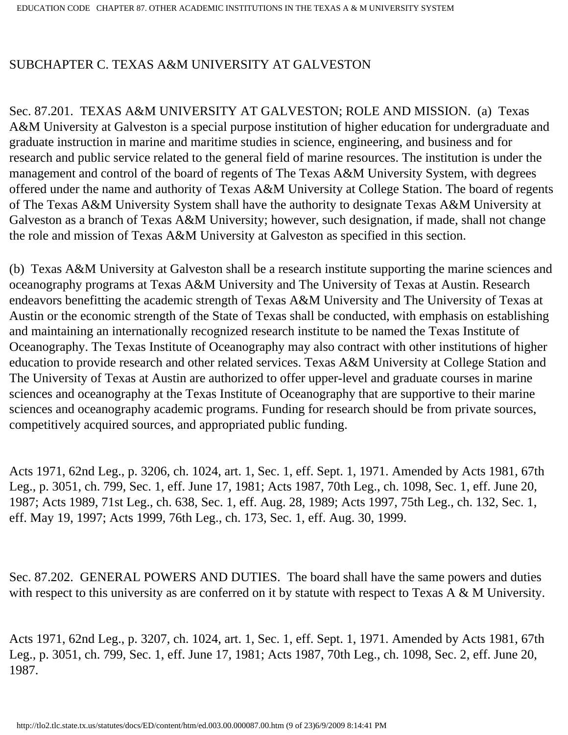## SUBCHAPTER C. TEXAS A&M UNIVERSITY AT GALVESTON

Sec. 87.201. TEXAS A&M UNIVERSITY AT GALVESTON; ROLE AND MISSION. (a) Texas A&M University at Galveston is a special purpose institution of higher education for undergraduate and graduate instruction in marine and maritime studies in science, engineering, and business and for research and public service related to the general field of marine resources. The institution is under the management and control of the board of regents of The Texas A&M University System, with degrees offered under the name and authority of Texas A&M University at College Station. The board of regents of The Texas A&M University System shall have the authority to designate Texas A&M University at Galveston as a branch of Texas A&M University; however, such designation, if made, shall not change the role and mission of Texas A&M University at Galveston as specified in this section.

(b) Texas A&M University at Galveston shall be a research institute supporting the marine sciences and oceanography programs at Texas A&M University and The University of Texas at Austin. Research endeavors benefitting the academic strength of Texas A&M University and The University of Texas at Austin or the economic strength of the State of Texas shall be conducted, with emphasis on establishing and maintaining an internationally recognized research institute to be named the Texas Institute of Oceanography. The Texas Institute of Oceanography may also contract with other institutions of higher education to provide research and other related services. Texas A&M University at College Station and The University of Texas at Austin are authorized to offer upper-level and graduate courses in marine sciences and oceanography at the Texas Institute of Oceanography that are supportive to their marine sciences and oceanography academic programs. Funding for research should be from private sources, competitively acquired sources, and appropriated public funding.

Acts 1971, 62nd Leg., p. 3206, ch. 1024, art. 1, Sec. 1, eff. Sept. 1, 1971. Amended by Acts 1981, 67th Leg., p. 3051, ch. 799, Sec. 1, eff. June 17, 1981; Acts 1987, 70th Leg., ch. 1098, Sec. 1, eff. June 20, 1987; Acts 1989, 71st Leg., ch. 638, Sec. 1, eff. Aug. 28, 1989; Acts 1997, 75th Leg., ch. 132, Sec. 1, eff. May 19, 1997; Acts 1999, 76th Leg., ch. 173, Sec. 1, eff. Aug. 30, 1999.

Sec. 87.202. GENERAL POWERS AND DUTIES. The board shall have the same powers and duties with respect to this university as are conferred on it by statute with respect to Texas A & M University.

Acts 1971, 62nd Leg., p. 3207, ch. 1024, art. 1, Sec. 1, eff. Sept. 1, 1971. Amended by Acts 1981, 67th Leg., p. 3051, ch. 799, Sec. 1, eff. June 17, 1981; Acts 1987, 70th Leg., ch. 1098, Sec. 2, eff. June 20, 1987.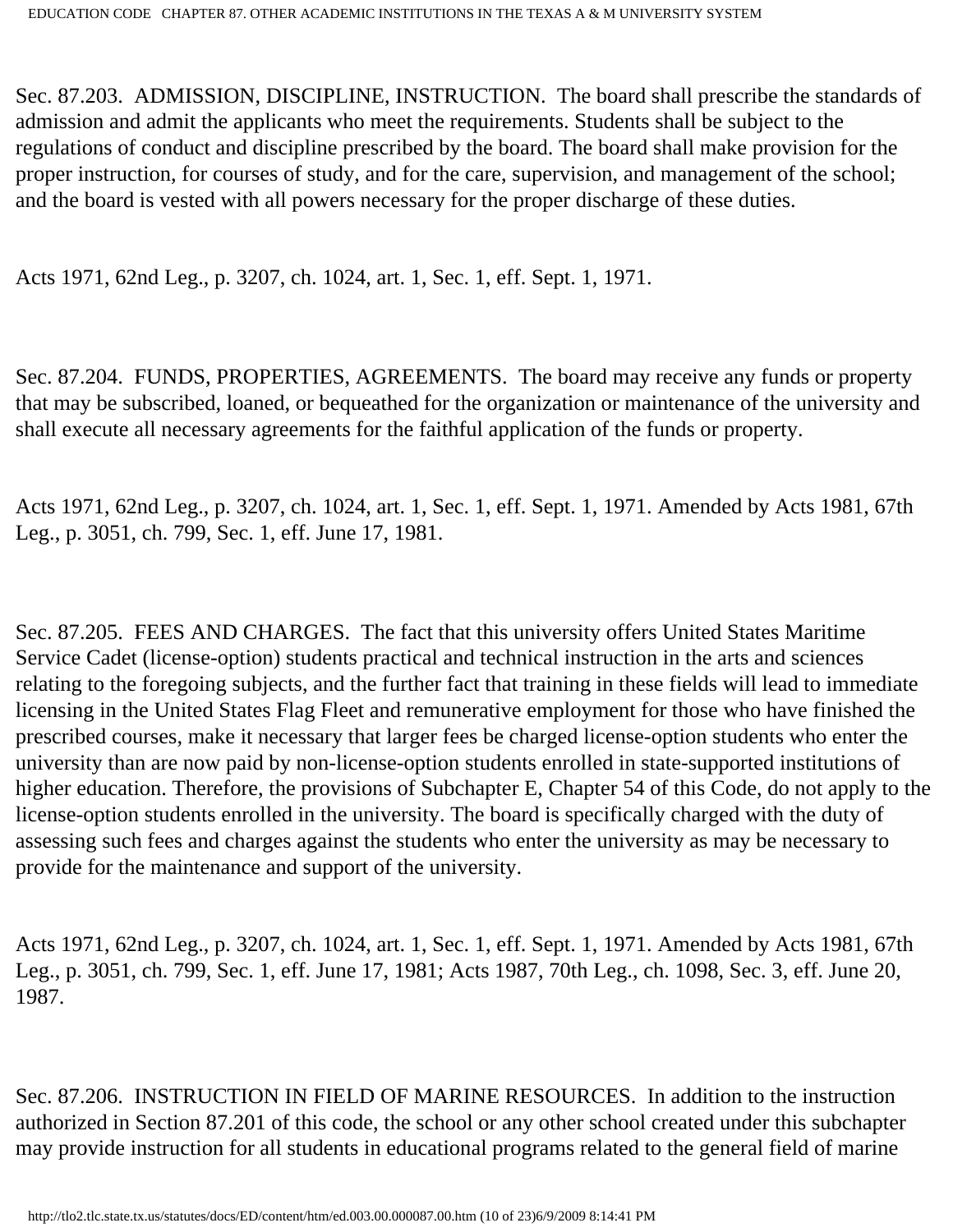Sec. 87.203. ADMISSION, DISCIPLINE, INSTRUCTION. The board shall prescribe the standards of admission and admit the applicants who meet the requirements. Students shall be subject to the regulations of conduct and discipline prescribed by the board. The board shall make provision for the proper instruction, for courses of study, and for the care, supervision, and management of the school; and the board is vested with all powers necessary for the proper discharge of these duties.

Acts 1971, 62nd Leg., p. 3207, ch. 1024, art. 1, Sec. 1, eff. Sept. 1, 1971.

Sec. 87.204. FUNDS, PROPERTIES, AGREEMENTS. The board may receive any funds or property that may be subscribed, loaned, or bequeathed for the organization or maintenance of the university and shall execute all necessary agreements for the faithful application of the funds or property.

Acts 1971, 62nd Leg., p. 3207, ch. 1024, art. 1, Sec. 1, eff. Sept. 1, 1971. Amended by Acts 1981, 67th Leg., p. 3051, ch. 799, Sec. 1, eff. June 17, 1981.

Sec. 87.205. FEES AND CHARGES. The fact that this university offers United States Maritime Service Cadet (license-option) students practical and technical instruction in the arts and sciences relating to the foregoing subjects, and the further fact that training in these fields will lead to immediate licensing in the United States Flag Fleet and remunerative employment for those who have finished the prescribed courses, make it necessary that larger fees be charged license-option students who enter the university than are now paid by non-license-option students enrolled in state-supported institutions of higher education. Therefore, the provisions of Subchapter E, Chapter 54 of this Code, do not apply to the license-option students enrolled in the university. The board is specifically charged with the duty of assessing such fees and charges against the students who enter the university as may be necessary to provide for the maintenance and support of the university.

Acts 1971, 62nd Leg., p. 3207, ch. 1024, art. 1, Sec. 1, eff. Sept. 1, 1971. Amended by Acts 1981, 67th Leg., p. 3051, ch. 799, Sec. 1, eff. June 17, 1981; Acts 1987, 70th Leg., ch. 1098, Sec. 3, eff. June 20, 1987.

Sec. 87.206. INSTRUCTION IN FIELD OF MARINE RESOURCES. In addition to the instruction authorized in Section 87.201 of this code, the school or any other school created under this subchapter may provide instruction for all students in educational programs related to the general field of marine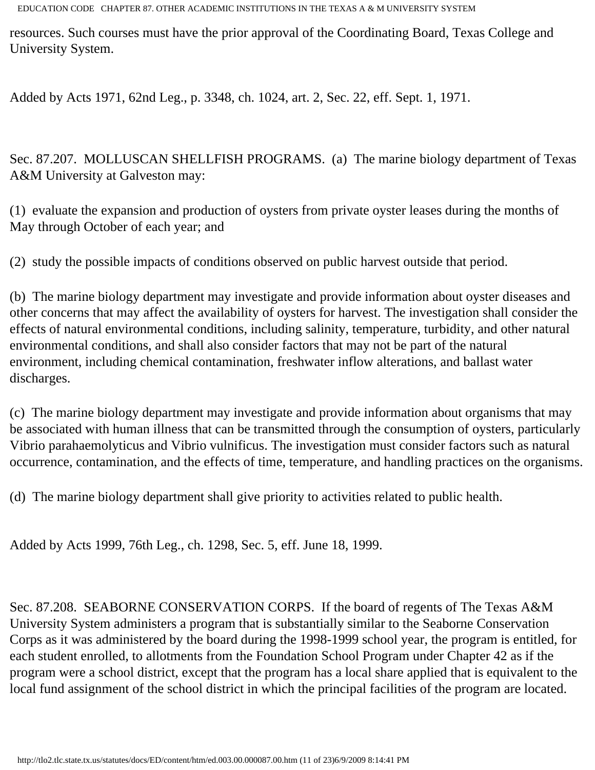resources. Such courses must have the prior approval of the Coordinating Board, Texas College and University System.

Added by Acts 1971, 62nd Leg., p. 3348, ch. 1024, art. 2, Sec. 22, eff. Sept. 1, 1971.

Sec. 87.207. MOLLUSCAN SHELLFISH PROGRAMS. (a) The marine biology department of Texas A&M University at Galveston may:

(1) evaluate the expansion and production of oysters from private oyster leases during the months of May through October of each year; and

(2) study the possible impacts of conditions observed on public harvest outside that period.

(b) The marine biology department may investigate and provide information about oyster diseases and other concerns that may affect the availability of oysters for harvest. The investigation shall consider the effects of natural environmental conditions, including salinity, temperature, turbidity, and other natural environmental conditions, and shall also consider factors that may not be part of the natural environment, including chemical contamination, freshwater inflow alterations, and ballast water discharges.

(c) The marine biology department may investigate and provide information about organisms that may be associated with human illness that can be transmitted through the consumption of oysters, particularly Vibrio parahaemolyticus and Vibrio vulnificus. The investigation must consider factors such as natural occurrence, contamination, and the effects of time, temperature, and handling practices on the organisms.

(d) The marine biology department shall give priority to activities related to public health.

Added by Acts 1999, 76th Leg., ch. 1298, Sec. 5, eff. June 18, 1999.

Sec. 87.208. SEABORNE CONSERVATION CORPS. If the board of regents of The Texas A&M University System administers a program that is substantially similar to the Seaborne Conservation Corps as it was administered by the board during the 1998-1999 school year, the program is entitled, for each student enrolled, to allotments from the Foundation School Program under Chapter 42 as if the program were a school district, except that the program has a local share applied that is equivalent to the local fund assignment of the school district in which the principal facilities of the program are located.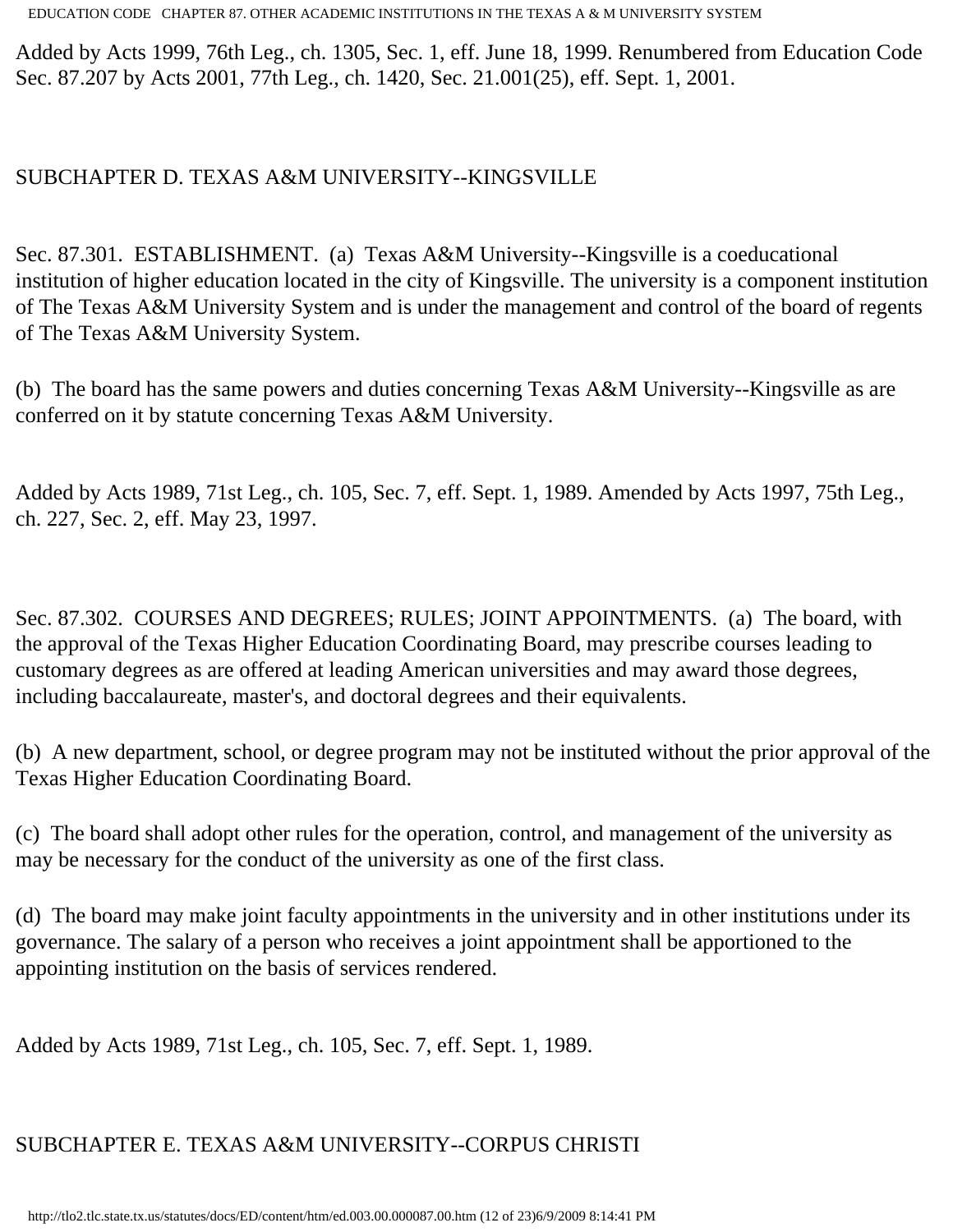Added by Acts 1999, 76th Leg., ch. 1305, Sec. 1, eff. June 18, 1999. Renumbered from Education Code Sec. 87.207 by Acts 2001, 77th Leg., ch. 1420, Sec. 21.001(25), eff. Sept. 1, 2001.

## SUBCHAPTER D. TEXAS A&M UNIVERSITY--KINGSVILLE

Sec. 87.301. ESTABLISHMENT. (a) Texas A&M University--Kingsville is a coeducational institution of higher education located in the city of Kingsville. The university is a component institution of The Texas A&M University System and is under the management and control of the board of regents of The Texas A&M University System.

(b) The board has the same powers and duties concerning Texas A&M University--Kingsville as are conferred on it by statute concerning Texas A&M University.

Added by Acts 1989, 71st Leg., ch. 105, Sec. 7, eff. Sept. 1, 1989. Amended by Acts 1997, 75th Leg., ch. 227, Sec. 2, eff. May 23, 1997.

Sec. 87.302. COURSES AND DEGREES; RULES; JOINT APPOINTMENTS. (a) The board, with the approval of the Texas Higher Education Coordinating Board, may prescribe courses leading to customary degrees as are offered at leading American universities and may award those degrees, including baccalaureate, master's, and doctoral degrees and their equivalents.

(b) A new department, school, or degree program may not be instituted without the prior approval of the Texas Higher Education Coordinating Board.

(c) The board shall adopt other rules for the operation, control, and management of the university as may be necessary for the conduct of the university as one of the first class.

(d) The board may make joint faculty appointments in the university and in other institutions under its governance. The salary of a person who receives a joint appointment shall be apportioned to the appointing institution on the basis of services rendered.

Added by Acts 1989, 71st Leg., ch. 105, Sec. 7, eff. Sept. 1, 1989.

## SUBCHAPTER E. TEXAS A&M UNIVERSITY--CORPUS CHRISTI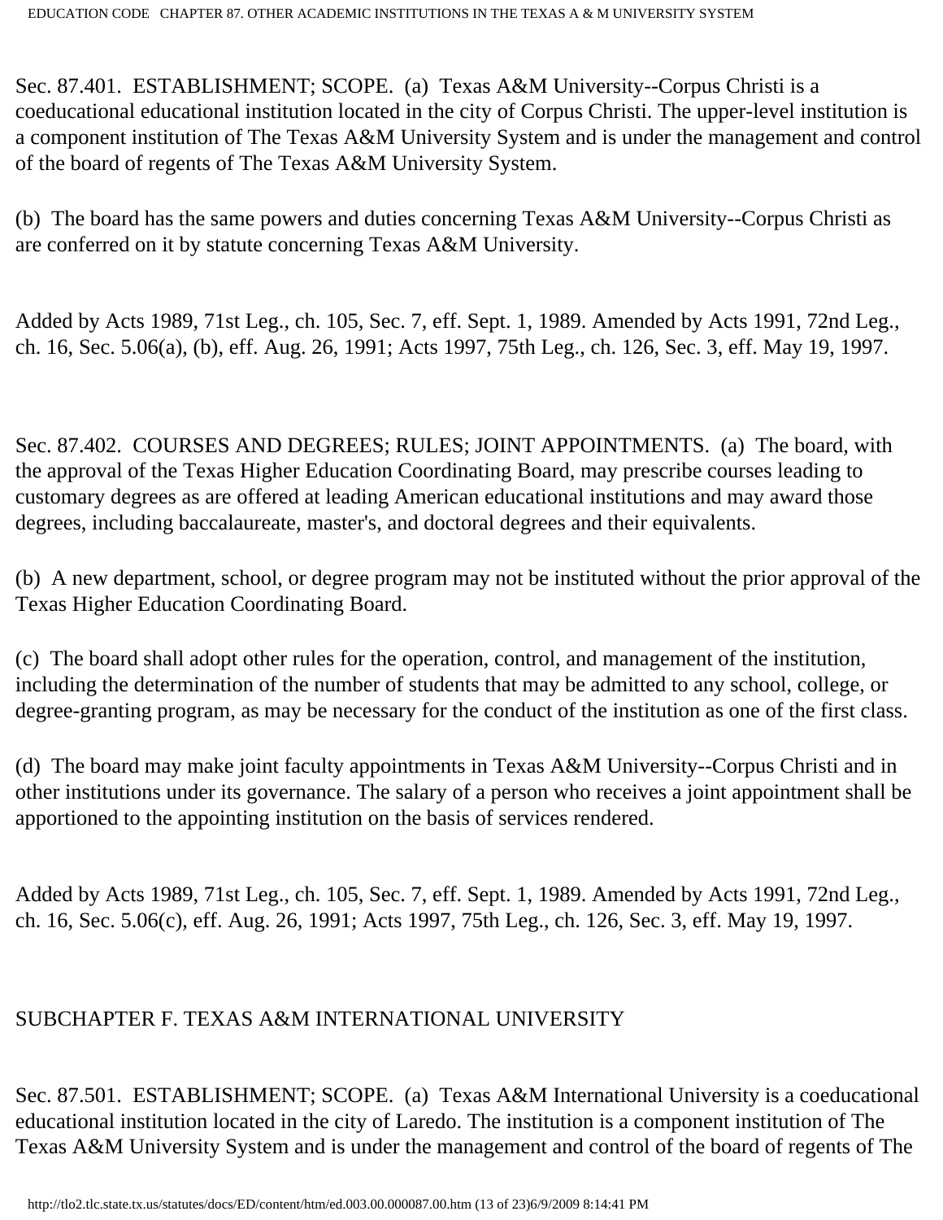Sec. 87.401. ESTABLISHMENT; SCOPE. (a) Texas A&M University--Corpus Christi is a coeducational educational institution located in the city of Corpus Christi. The upper-level institution is a component institution of The Texas A&M University System and is under the management and control of the board of regents of The Texas A&M University System.

(b) The board has the same powers and duties concerning Texas A&M University--Corpus Christi as are conferred on it by statute concerning Texas A&M University.

Added by Acts 1989, 71st Leg., ch. 105, Sec. 7, eff. Sept. 1, 1989. Amended by Acts 1991, 72nd Leg., ch. 16, Sec. 5.06(a), (b), eff. Aug. 26, 1991; Acts 1997, 75th Leg., ch. 126, Sec. 3, eff. May 19, 1997.

Sec. 87.402. COURSES AND DEGREES; RULES; JOINT APPOINTMENTS. (a) The board, with the approval of the Texas Higher Education Coordinating Board, may prescribe courses leading to customary degrees as are offered at leading American educational institutions and may award those degrees, including baccalaureate, master's, and doctoral degrees and their equivalents.

(b) A new department, school, or degree program may not be instituted without the prior approval of the Texas Higher Education Coordinating Board.

(c) The board shall adopt other rules for the operation, control, and management of the institution, including the determination of the number of students that may be admitted to any school, college, or degree-granting program, as may be necessary for the conduct of the institution as one of the first class.

(d) The board may make joint faculty appointments in Texas A&M University--Corpus Christi and in other institutions under its governance. The salary of a person who receives a joint appointment shall be apportioned to the appointing institution on the basis of services rendered.

Added by Acts 1989, 71st Leg., ch. 105, Sec. 7, eff. Sept. 1, 1989. Amended by Acts 1991, 72nd Leg., ch. 16, Sec. 5.06(c), eff. Aug. 26, 1991; Acts 1997, 75th Leg., ch. 126, Sec. 3, eff. May 19, 1997.

## SUBCHAPTER F. TEXAS A&M INTERNATIONAL UNIVERSITY

Sec. 87.501. ESTABLISHMENT; SCOPE. (a) Texas A&M International University is a coeducational educational institution located in the city of Laredo. The institution is a component institution of The Texas A&M University System and is under the management and control of the board of regents of The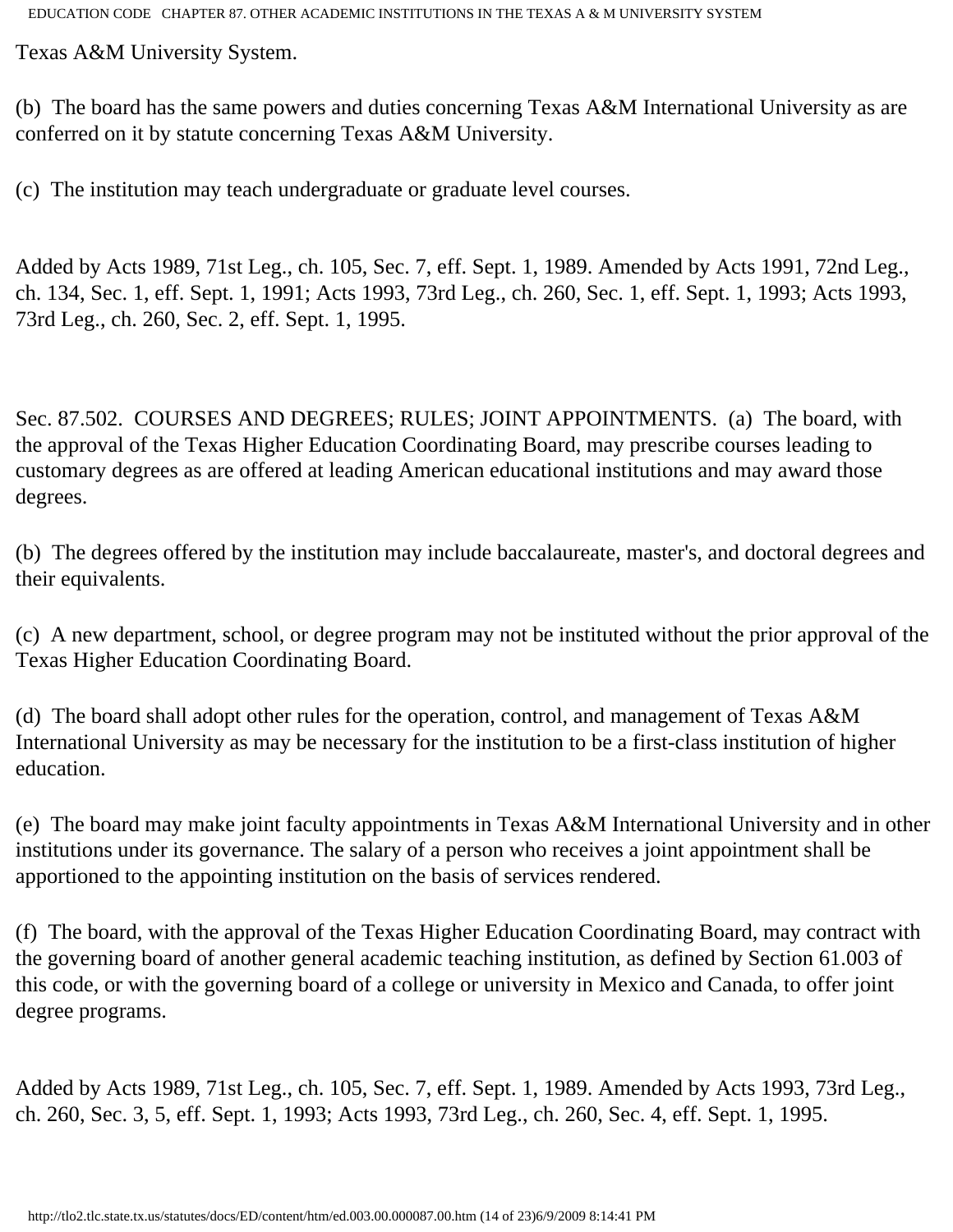Texas A&M University System.

(b) The board has the same powers and duties concerning Texas A&M International University as are conferred on it by statute concerning Texas A&M University.

(c) The institution may teach undergraduate or graduate level courses.

Added by Acts 1989, 71st Leg., ch. 105, Sec. 7, eff. Sept. 1, 1989. Amended by Acts 1991, 72nd Leg., ch. 134, Sec. 1, eff. Sept. 1, 1991; Acts 1993, 73rd Leg., ch. 260, Sec. 1, eff. Sept. 1, 1993; Acts 1993, 73rd Leg., ch. 260, Sec. 2, eff. Sept. 1, 1995.

Sec. 87.502. COURSES AND DEGREES; RULES; JOINT APPOINTMENTS. (a) The board, with the approval of the Texas Higher Education Coordinating Board, may prescribe courses leading to customary degrees as are offered at leading American educational institutions and may award those degrees.

(b) The degrees offered by the institution may include baccalaureate, master's, and doctoral degrees and their equivalents.

(c) A new department, school, or degree program may not be instituted without the prior approval of the Texas Higher Education Coordinating Board.

(d) The board shall adopt other rules for the operation, control, and management of Texas A&M International University as may be necessary for the institution to be a first-class institution of higher education.

(e) The board may make joint faculty appointments in Texas A&M International University and in other institutions under its governance. The salary of a person who receives a joint appointment shall be apportioned to the appointing institution on the basis of services rendered.

(f) The board, with the approval of the Texas Higher Education Coordinating Board, may contract with the governing board of another general academic teaching institution, as defined by Section 61.003 of this code, or with the governing board of a college or university in Mexico and Canada, to offer joint degree programs.

Added by Acts 1989, 71st Leg., ch. 105, Sec. 7, eff. Sept. 1, 1989. Amended by Acts 1993, 73rd Leg., ch. 260, Sec. 3, 5, eff. Sept. 1, 1993; Acts 1993, 73rd Leg., ch. 260, Sec. 4, eff. Sept. 1, 1995.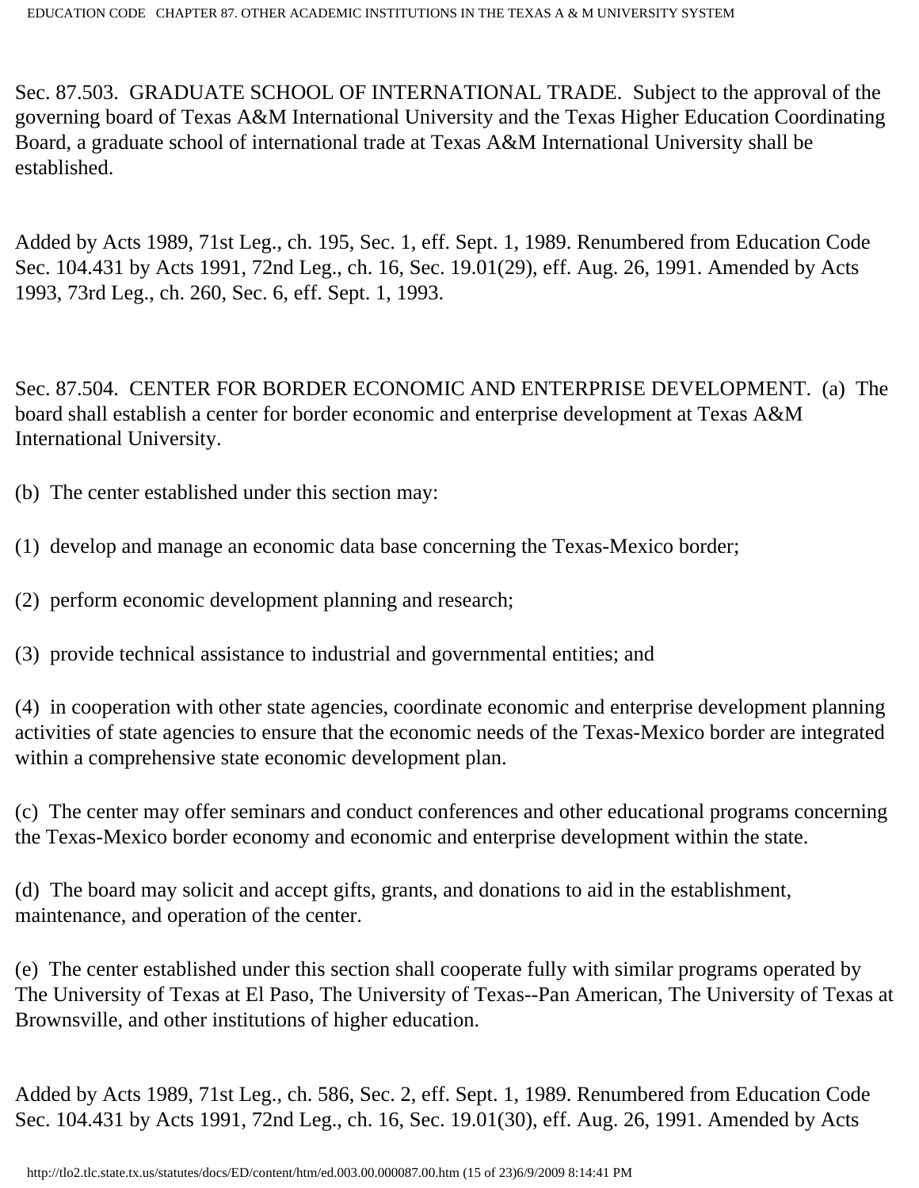Sec. 87.503. GRADUATE SCHOOL OF INTERNATIONAL TRADE. Subject to the approval of the governing board of Texas A&M International University and the Texas Higher Education Coordinating Board, a graduate school of international trade at Texas A&M International University shall be established.

Added by Acts 1989, 71st Leg., ch. 195, Sec. 1, eff. Sept. 1, 1989. Renumbered from Education Code Sec. 104.431 by Acts 1991, 72nd Leg., ch. 16, Sec. 19.01(29), eff. Aug. 26, 1991. Amended by Acts 1993, 73rd Leg., ch. 260, Sec. 6, eff. Sept. 1, 1993.

Sec. 87.504. CENTER FOR BORDER ECONOMIC AND ENTERPRISE DEVELOPMENT. (a) The board shall establish a center for border economic and enterprise development at Texas A&M International University.

(b) The center established under this section may:

(1) develop and manage an economic data base concerning the Texas-Mexico border;

(2) perform economic development planning and research;

(3) provide technical assistance to industrial and governmental entities; and

(4) in cooperation with other state agencies, coordinate economic and enterprise development planning activities of state agencies to ensure that the economic needs of the Texas-Mexico border are integrated within a comprehensive state economic development plan.

(c) The center may offer seminars and conduct conferences and other educational programs concerning the Texas-Mexico border economy and economic and enterprise development within the state.

(d) The board may solicit and accept gifts, grants, and donations to aid in the establishment, maintenance, and operation of the center.

(e) The center established under this section shall cooperate fully with similar programs operated by The University of Texas at El Paso, The University of Texas--Pan American, The University of Texas at Brownsville, and other institutions of higher education.

Added by Acts 1989, 71st Leg., ch. 586, Sec. 2, eff. Sept. 1, 1989. Renumbered from Education Code Sec. 104.431 by Acts 1991, 72nd Leg., ch. 16, Sec. 19.01(30), eff. Aug. 26, 1991. Amended by Acts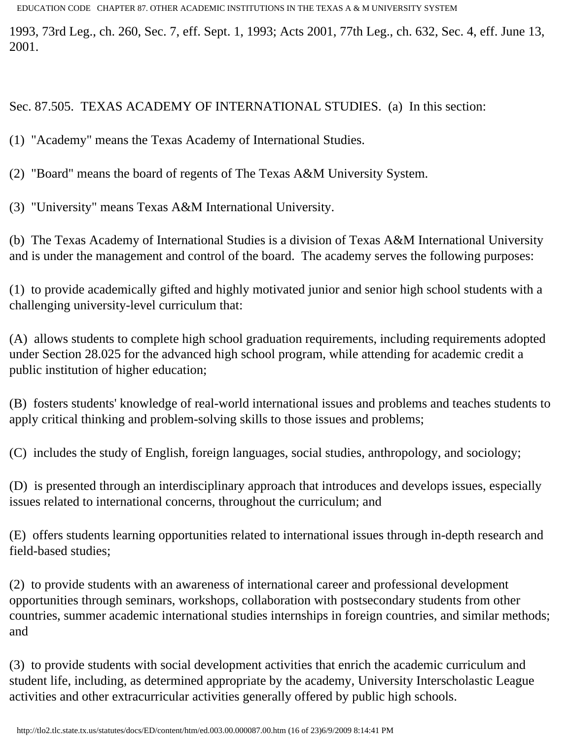1993, 73rd Leg., ch. 260, Sec. 7, eff. Sept. 1, 1993; Acts 2001, 77th Leg., ch. 632, Sec. 4, eff. June 13, 2001.

Sec. 87.505. TEXAS ACADEMY OF INTERNATIONAL STUDIES. (a) In this section:

(1) "Academy" means the Texas Academy of International Studies.

(2) "Board" means the board of regents of The Texas A&M University System.

(3) "University" means Texas A&M International University.

(b) The Texas Academy of International Studies is a division of Texas A&M International University and is under the management and control of the board. The academy serves the following purposes:

(1) to provide academically gifted and highly motivated junior and senior high school students with a challenging university-level curriculum that:

(A) allows students to complete high school graduation requirements, including requirements adopted under Section 28.025 for the advanced high school program, while attending for academic credit a public institution of higher education;

(B) fosters students' knowledge of real-world international issues and problems and teaches students to apply critical thinking and problem-solving skills to those issues and problems;

(C) includes the study of English, foreign languages, social studies, anthropology, and sociology;

(D) is presented through an interdisciplinary approach that introduces and develops issues, especially issues related to international concerns, throughout the curriculum; and

(E) offers students learning opportunities related to international issues through in-depth research and field-based studies;

(2) to provide students with an awareness of international career and professional development opportunities through seminars, workshops, collaboration with postsecondary students from other countries, summer academic international studies internships in foreign countries, and similar methods; and

(3) to provide students with social development activities that enrich the academic curriculum and student life, including, as determined appropriate by the academy, University Interscholastic League activities and other extracurricular activities generally offered by public high schools.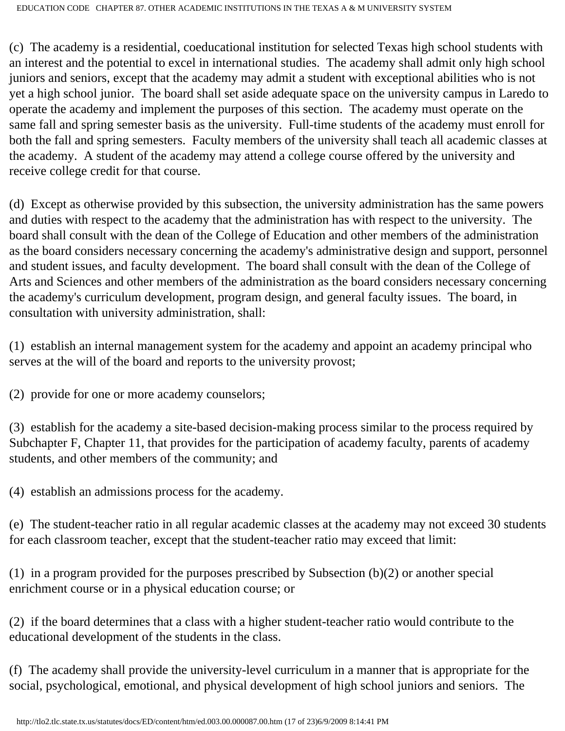(c) The academy is a residential, coeducational institution for selected Texas high school students with an interest and the potential to excel in international studies. The academy shall admit only high school juniors and seniors, except that the academy may admit a student with exceptional abilities who is not yet a high school junior. The board shall set aside adequate space on the university campus in Laredo to operate the academy and implement the purposes of this section. The academy must operate on the same fall and spring semester basis as the university. Full-time students of the academy must enroll for both the fall and spring semesters. Faculty members of the university shall teach all academic classes at the academy. A student of the academy may attend a college course offered by the university and receive college credit for that course.

(d) Except as otherwise provided by this subsection, the university administration has the same powers and duties with respect to the academy that the administration has with respect to the university. The board shall consult with the dean of the College of Education and other members of the administration as the board considers necessary concerning the academy's administrative design and support, personnel and student issues, and faculty development. The board shall consult with the dean of the College of Arts and Sciences and other members of the administration as the board considers necessary concerning the academy's curriculum development, program design, and general faculty issues. The board, in consultation with university administration, shall:

(1) establish an internal management system for the academy and appoint an academy principal who serves at the will of the board and reports to the university provost;

(2) provide for one or more academy counselors;

(3) establish for the academy a site-based decision-making process similar to the process required by Subchapter F, Chapter 11, that provides for the participation of academy faculty, parents of academy students, and other members of the community; and

(4) establish an admissions process for the academy.

(e) The student-teacher ratio in all regular academic classes at the academy may not exceed 30 students for each classroom teacher, except that the student-teacher ratio may exceed that limit:

(1) in a program provided for the purposes prescribed by Subsection (b)(2) or another special enrichment course or in a physical education course; or

(2) if the board determines that a class with a higher student-teacher ratio would contribute to the educational development of the students in the class.

(f) The academy shall provide the university-level curriculum in a manner that is appropriate for the social, psychological, emotional, and physical development of high school juniors and seniors. The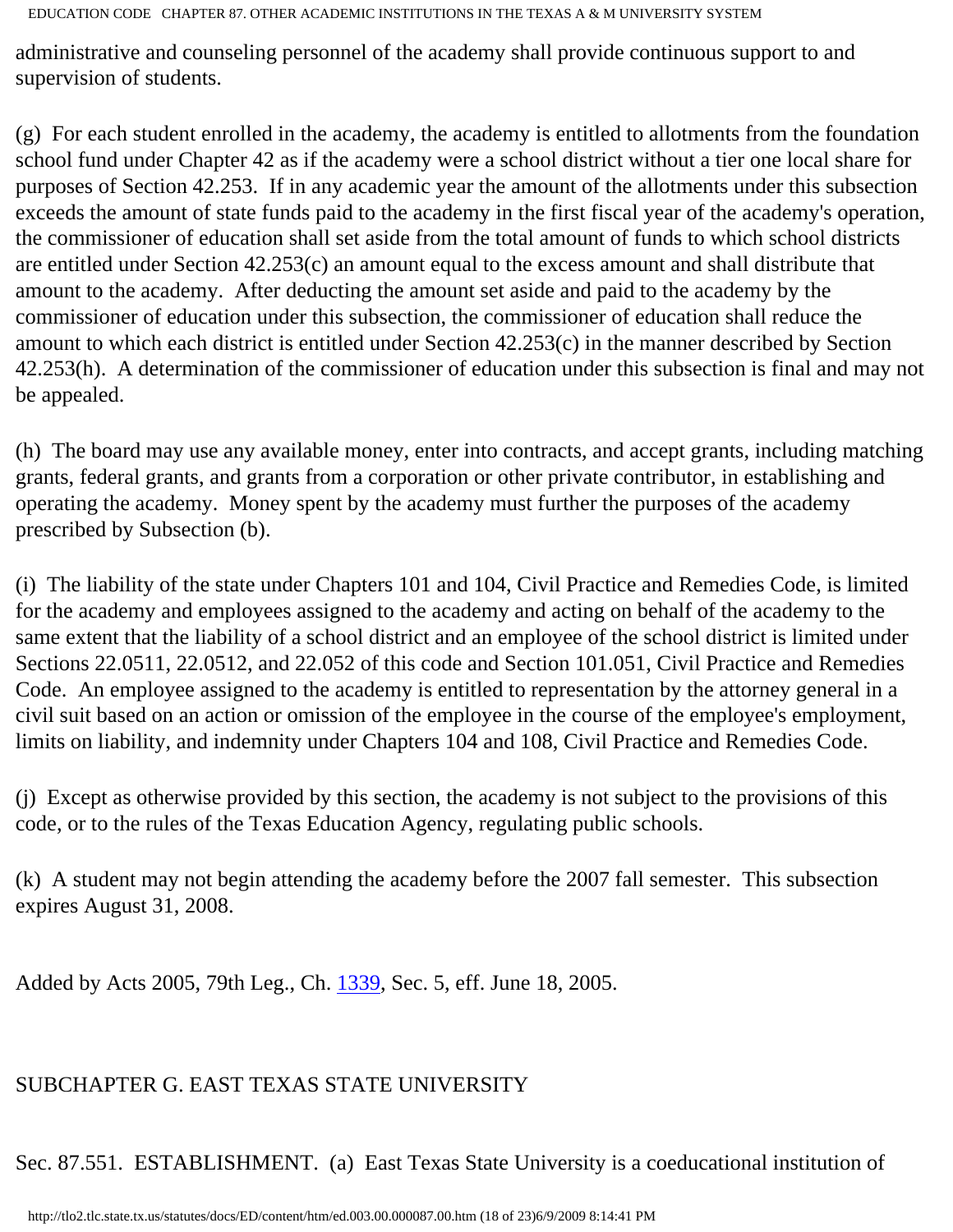administrative and counseling personnel of the academy shall provide continuous support to and supervision of students.

(g) For each student enrolled in the academy, the academy is entitled to allotments from the foundation school fund under Chapter 42 as if the academy were a school district without a tier one local share for purposes of Section 42.253. If in any academic year the amount of the allotments under this subsection exceeds the amount of state funds paid to the academy in the first fiscal year of the academy's operation, the commissioner of education shall set aside from the total amount of funds to which school districts are entitled under Section 42.253(c) an amount equal to the excess amount and shall distribute that amount to the academy. After deducting the amount set aside and paid to the academy by the commissioner of education under this subsection, the commissioner of education shall reduce the amount to which each district is entitled under Section 42.253(c) in the manner described by Section 42.253(h). A determination of the commissioner of education under this subsection is final and may not be appealed.

(h) The board may use any available money, enter into contracts, and accept grants, including matching grants, federal grants, and grants from a corporation or other private contributor, in establishing and operating the academy. Money spent by the academy must further the purposes of the academy prescribed by Subsection (b).

(i) The liability of the state under Chapters 101 and 104, Civil Practice and Remedies Code, is limited for the academy and employees assigned to the academy and acting on behalf of the academy to the same extent that the liability of a school district and an employee of the school district is limited under Sections 22.0511, 22.0512, and 22.052 of this code and Section 101.051, Civil Practice and Remedies Code. An employee assigned to the academy is entitled to representation by the attorney general in a civil suit based on an action or omission of the employee in the course of the employee's employment, limits on liability, and indemnity under Chapters 104 and 108, Civil Practice and Remedies Code.

(j) Except as otherwise provided by this section, the academy is not subject to the provisions of this code, or to the rules of the Texas Education Agency, regulating public schools.

(k) A student may not begin attending the academy before the 2007 fall semester. This subsection expires August 31, 2008.

Added by Acts 2005, 79th Leg., Ch. 1339, Sec. 5, eff. June 18, 2005.

## SUBCHAPTER G. EAST TEXAS STATE UNIVERSITY

Sec. 87.551. ESTABLISHMENT. (a) East Texas State University is a coeducational institution of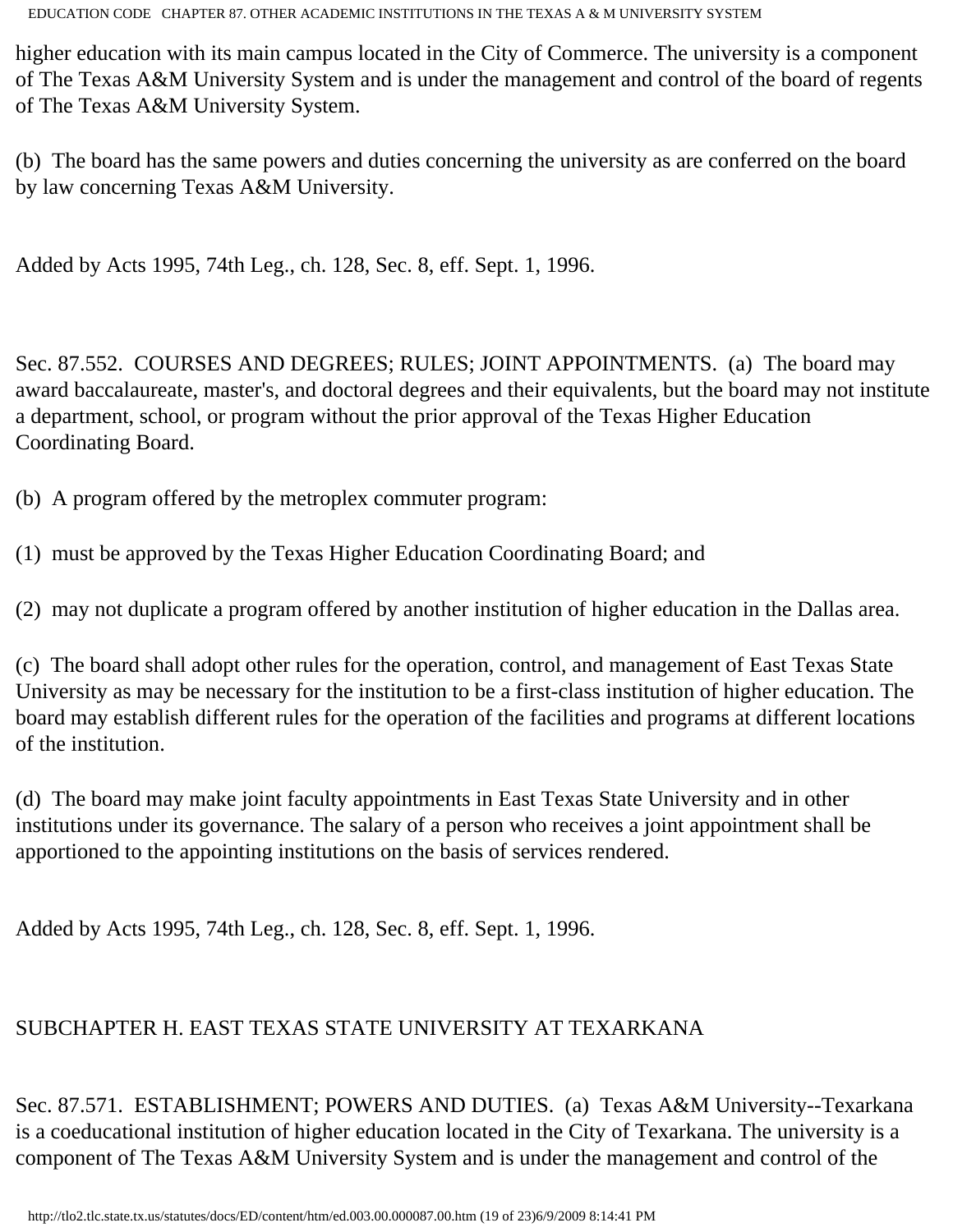higher education with its main campus located in the City of Commerce. The university is a component of The Texas A&M University System and is under the management and control of the board of regents of The Texas A&M University System.

(b) The board has the same powers and duties concerning the university as are conferred on the board by law concerning Texas A&M University.

Added by Acts 1995, 74th Leg., ch. 128, Sec. 8, eff. Sept. 1, 1996.

Sec. 87.552. COURSES AND DEGREES; RULES; JOINT APPOINTMENTS. (a) The board may award baccalaureate, master's, and doctoral degrees and their equivalents, but the board may not institute a department, school, or program without the prior approval of the Texas Higher Education Coordinating Board.

(b) A program offered by the metroplex commuter program:

(1) must be approved by the Texas Higher Education Coordinating Board; and

(2) may not duplicate a program offered by another institution of higher education in the Dallas area.

(c) The board shall adopt other rules for the operation, control, and management of East Texas State University as may be necessary for the institution to be a first-class institution of higher education. The board may establish different rules for the operation of the facilities and programs at different locations of the institution.

(d) The board may make joint faculty appointments in East Texas State University and in other institutions under its governance. The salary of a person who receives a joint appointment shall be apportioned to the appointing institutions on the basis of services rendered.

Added by Acts 1995, 74th Leg., ch. 128, Sec. 8, eff. Sept. 1, 1996.

## SUBCHAPTER H. EAST TEXAS STATE UNIVERSITY AT TEXARKANA

Sec. 87.571. ESTABLISHMENT; POWERS AND DUTIES. (a) Texas A&M University--Texarkana is a coeducational institution of higher education located in the City of Texarkana. The university is a component of The Texas A&M University System and is under the management and control of the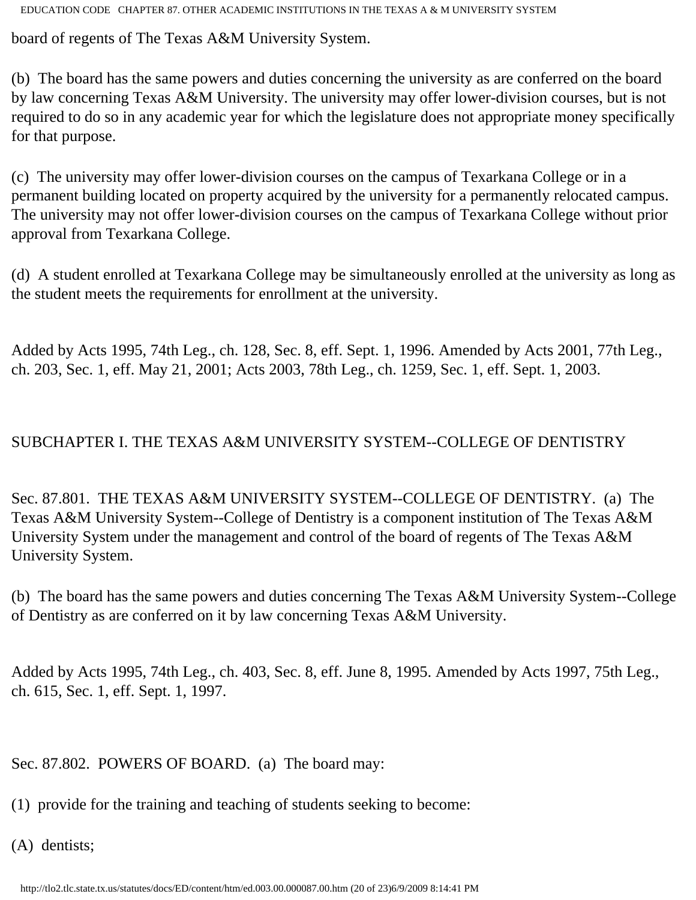board of regents of The Texas A&M University System.

(b) The board has the same powers and duties concerning the university as are conferred on the board by law concerning Texas A&M University. The university may offer lower-division courses, but is not required to do so in any academic year for which the legislature does not appropriate money specifically for that purpose.

(c) The university may offer lower-division courses on the campus of Texarkana College or in a permanent building located on property acquired by the university for a permanently relocated campus. The university may not offer lower-division courses on the campus of Texarkana College without prior approval from Texarkana College.

(d) A student enrolled at Texarkana College may be simultaneously enrolled at the university as long as the student meets the requirements for enrollment at the university.

Added by Acts 1995, 74th Leg., ch. 128, Sec. 8, eff. Sept. 1, 1996. Amended by Acts 2001, 77th Leg., ch. 203, Sec. 1, eff. May 21, 2001; Acts 2003, 78th Leg., ch. 1259, Sec. 1, eff. Sept. 1, 2003.

## SUBCHAPTER I. THE TEXAS A&M UNIVERSITY SYSTEM--COLLEGE OF DENTISTRY

Sec. 87.801. THE TEXAS A&M UNIVERSITY SYSTEM--COLLEGE OF DENTISTRY. (a) The Texas A&M University System--College of Dentistry is a component institution of The Texas A&M University System under the management and control of the board of regents of The Texas A&M University System.

(b) The board has the same powers and duties concerning The Texas A&M University System--College of Dentistry as are conferred on it by law concerning Texas A&M University.

Added by Acts 1995, 74th Leg., ch. 403, Sec. 8, eff. June 8, 1995. Amended by Acts 1997, 75th Leg., ch. 615, Sec. 1, eff. Sept. 1, 1997.

Sec. 87.802. POWERS OF BOARD. (a) The board may:

(1) provide for the training and teaching of students seeking to become:

(A) dentists;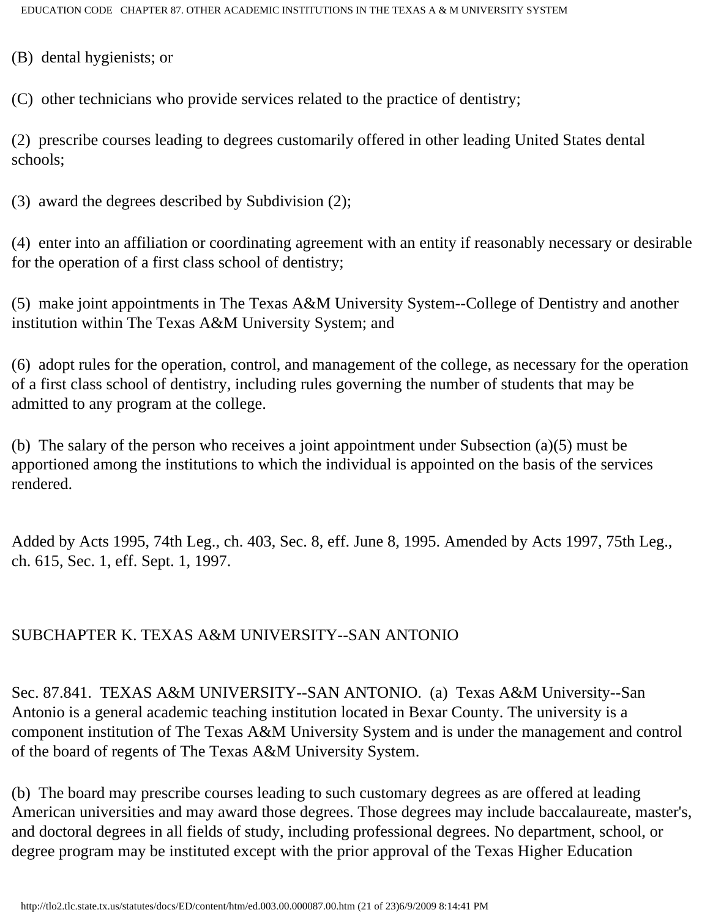(B) dental hygienists; or

(C) other technicians who provide services related to the practice of dentistry;

(2) prescribe courses leading to degrees customarily offered in other leading United States dental schools;

(3) award the degrees described by Subdivision (2);

(4) enter into an affiliation or coordinating agreement with an entity if reasonably necessary or desirable for the operation of a first class school of dentistry;

(5) make joint appointments in The Texas A&M University System--College of Dentistry and another institution within The Texas A&M University System; and

(6) adopt rules for the operation, control, and management of the college, as necessary for the operation of a first class school of dentistry, including rules governing the number of students that may be admitted to any program at the college.

(b) The salary of the person who receives a joint appointment under Subsection (a)(5) must be apportioned among the institutions to which the individual is appointed on the basis of the services rendered.

Added by Acts 1995, 74th Leg., ch. 403, Sec. 8, eff. June 8, 1995. Amended by Acts 1997, 75th Leg., ch. 615, Sec. 1, eff. Sept. 1, 1997.

## SUBCHAPTER K. TEXAS A&M UNIVERSITY--SAN ANTONIO

Sec. 87.841. TEXAS A&M UNIVERSITY--SAN ANTONIO. (a) Texas A&M University--San Antonio is a general academic teaching institution located in Bexar County. The university is a component institution of The Texas A&M University System and is under the management and control of the board of regents of The Texas A&M University System.

(b) The board may prescribe courses leading to such customary degrees as are offered at leading American universities and may award those degrees. Those degrees may include baccalaureate, master's, and doctoral degrees in all fields of study, including professional degrees. No department, school, or degree program may be instituted except with the prior approval of the Texas Higher Education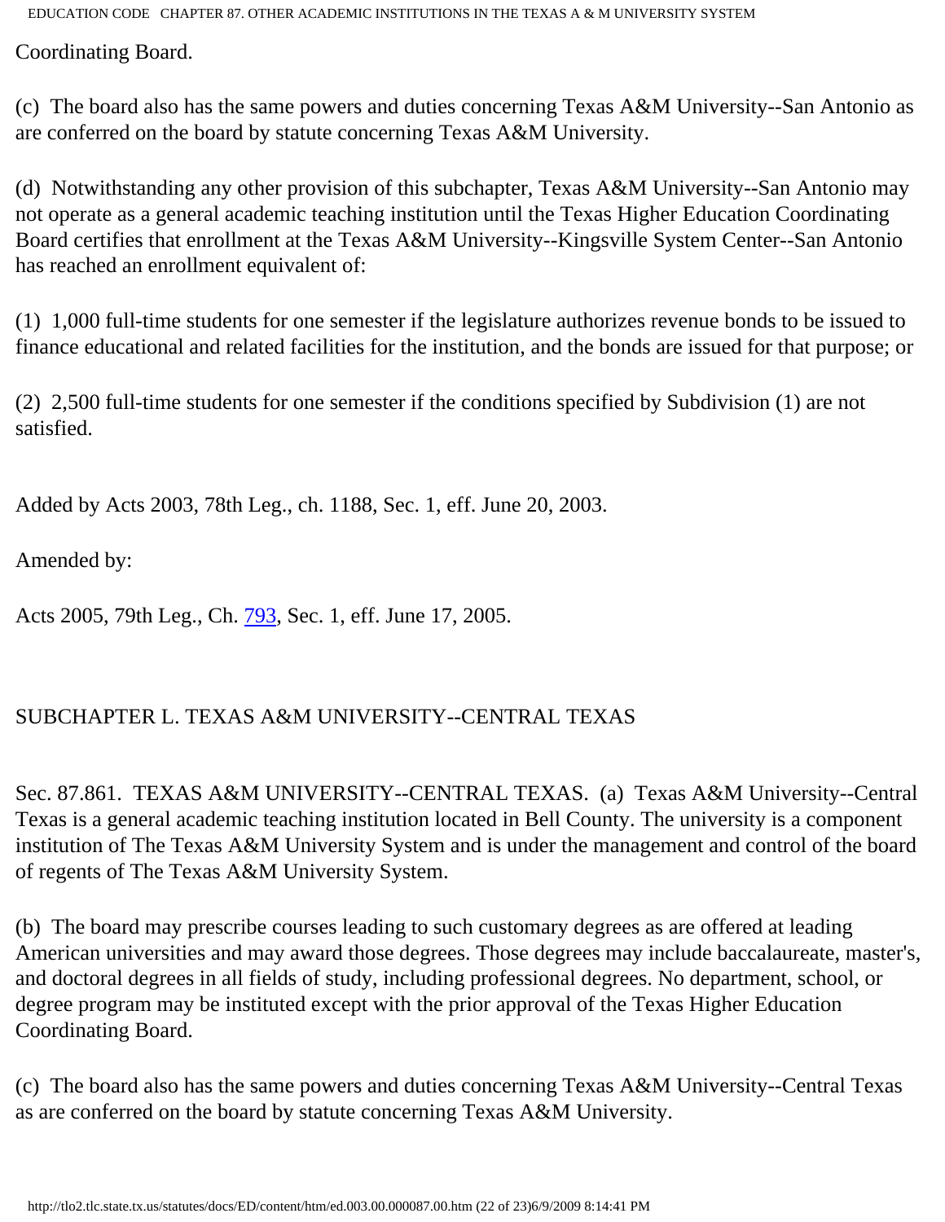Coordinating Board.

(c) The board also has the same powers and duties concerning Texas A&M University--San Antonio as are conferred on the board by statute concerning Texas A&M University.

(d) Notwithstanding any other provision of this subchapter, Texas A&M University--San Antonio may not operate as a general academic teaching institution until the Texas Higher Education Coordinating Board certifies that enrollment at the Texas A&M University--Kingsville System Center--San Antonio has reached an enrollment equivalent of:

(1) 1,000 full-time students for one semester if the legislature authorizes revenue bonds to be issued to finance educational and related facilities for the institution, and the bonds are issued for that purpose; or

(2) 2,500 full-time students for one semester if the conditions specified by Subdivision (1) are not satisfied.

Added by Acts 2003, 78th Leg., ch. 1188, Sec. 1, eff. June 20, 2003.

Amended by:

Acts 2005, 79th Leg., Ch. 793, Sec. 1, eff. June 17, 2005.

## SUBCHAPTER L. TEXAS A&M UNIVERSITY--CENTRAL TEXAS

Sec. 87.861. TEXAS A&M UNIVERSITY--CENTRAL TEXAS. (a) Texas A&M University--Central Texas is a general academic teaching institution located in Bell County. The university is a component institution of The Texas A&M University System and is under the management and control of the board of regents of The Texas A&M University System.

(b) The board may prescribe courses leading to such customary degrees as are offered at leading American universities and may award those degrees. Those degrees may include baccalaureate, master's, and doctoral degrees in all fields of study, including professional degrees. No department, school, or degree program may be instituted except with the prior approval of the Texas Higher Education Coordinating Board.

(c) The board also has the same powers and duties concerning Texas A&M University--Central Texas as are conferred on the board by statute concerning Texas A&M University.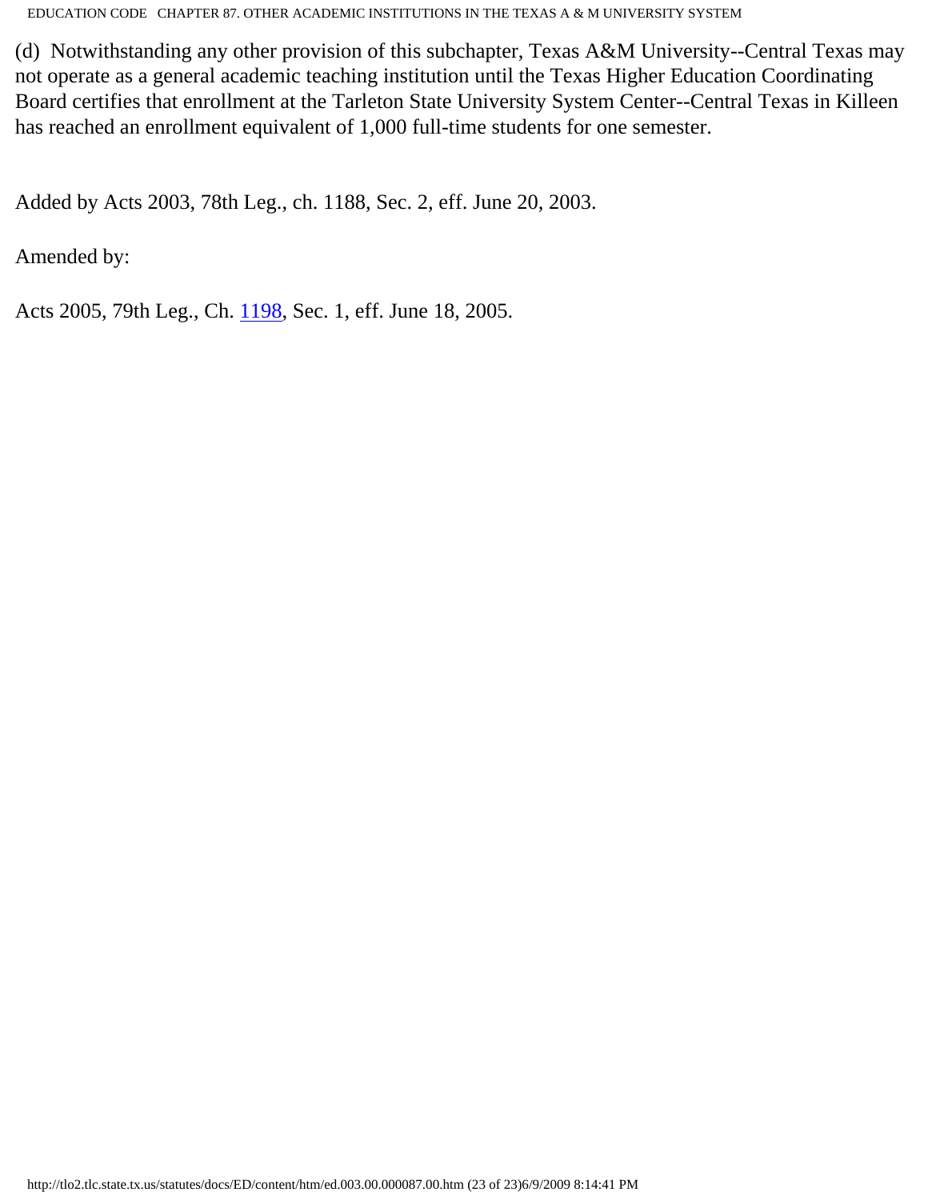(d) Notwithstanding any other provision of this subchapter, Texas A&M University--Central Texas may not operate as a general academic teaching institution until the Texas Higher Education Coordinating Board certifies that enrollment at the Tarleton State University System Center--Central Texas in Killeen has reached an enrollment equivalent of 1,000 full-time students for one semester.

Added by Acts 2003, 78th Leg., ch. 1188, Sec. 2, eff. June 20, 2003.

Amended by:

Acts 2005, 79th Leg., Ch. 1198, Sec. 1, eff. June 18, 2005.